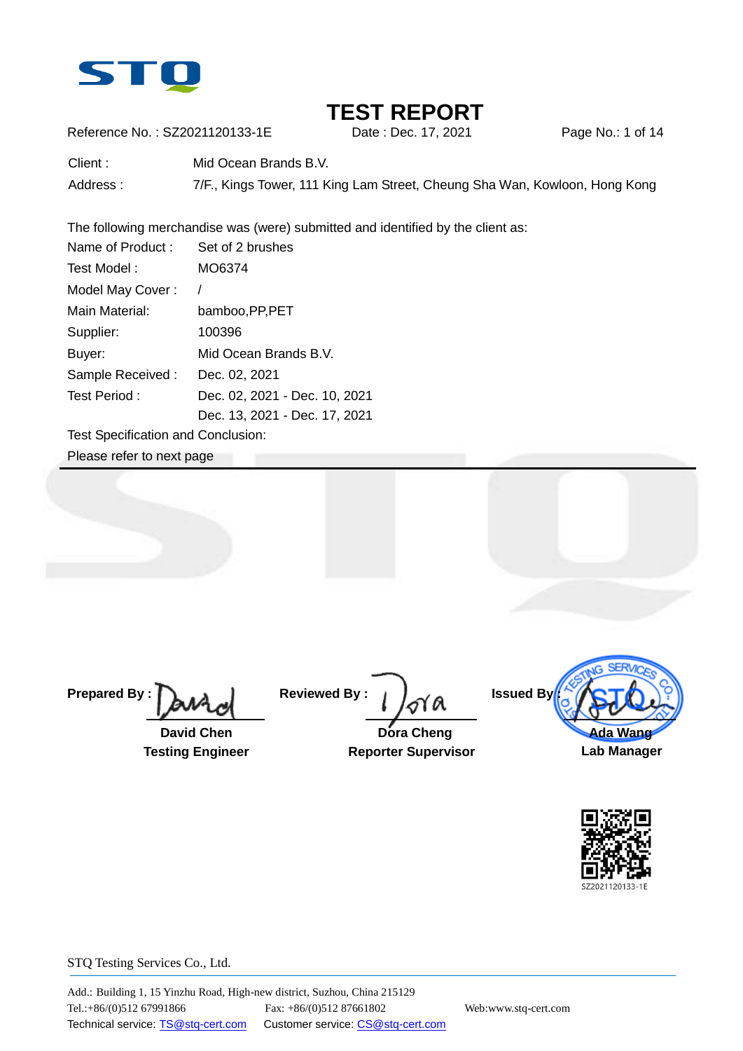STQ

# TEST REPORT

Reference No. : SZ2021120133-1E　　Date : Dec. 17, 2021

Client : Mid Ocean Brands B.V.

Address : 7/F., Kings Tower, 111 King Lam Street, Cheung Sha Wan, Kowloon, Hong Kong

The following merchandise was (were) submitted and identified by the client as:

| | |
|---|---|
| Name of Product : | Set of 2 brushes |
| Test Model : | MO6374 |
| Model May Cover : | / |
| Main Material: | bamboo,PP,PET |
| Supplier: | 100396 |
| Buyer: | Mid Ocean Brands B.V. |
| Sample Received : | Dec. 02, 2021 |
| Test Period : | Dec. 02, 2021 - Dec. 10, 2021<br>Dec. 13, 2021 - Dec. 17, 2021 |

Test Specification and Conclusion:

Please refer to next page

**Prepared By :** David Chen, **Testing Engineer**

**Reviewed By :** Dora Cheng, **Reporter Supervisor**

**Issued By :** Ada Wang, **Lab Manager**

SZ2021120133-1E

STQ Testing Services Co., Ltd.

Add.: Building 1, 15 Yinzhu Road, High-new district, Suzhou, China 215129

Tel.:+86/(0)512 67991866　Fax: +86/(0)512 87661802　Web:www.stq-cert.com

Technical service: TS@stq-cert.com　Customer service: CS@stq-cert.com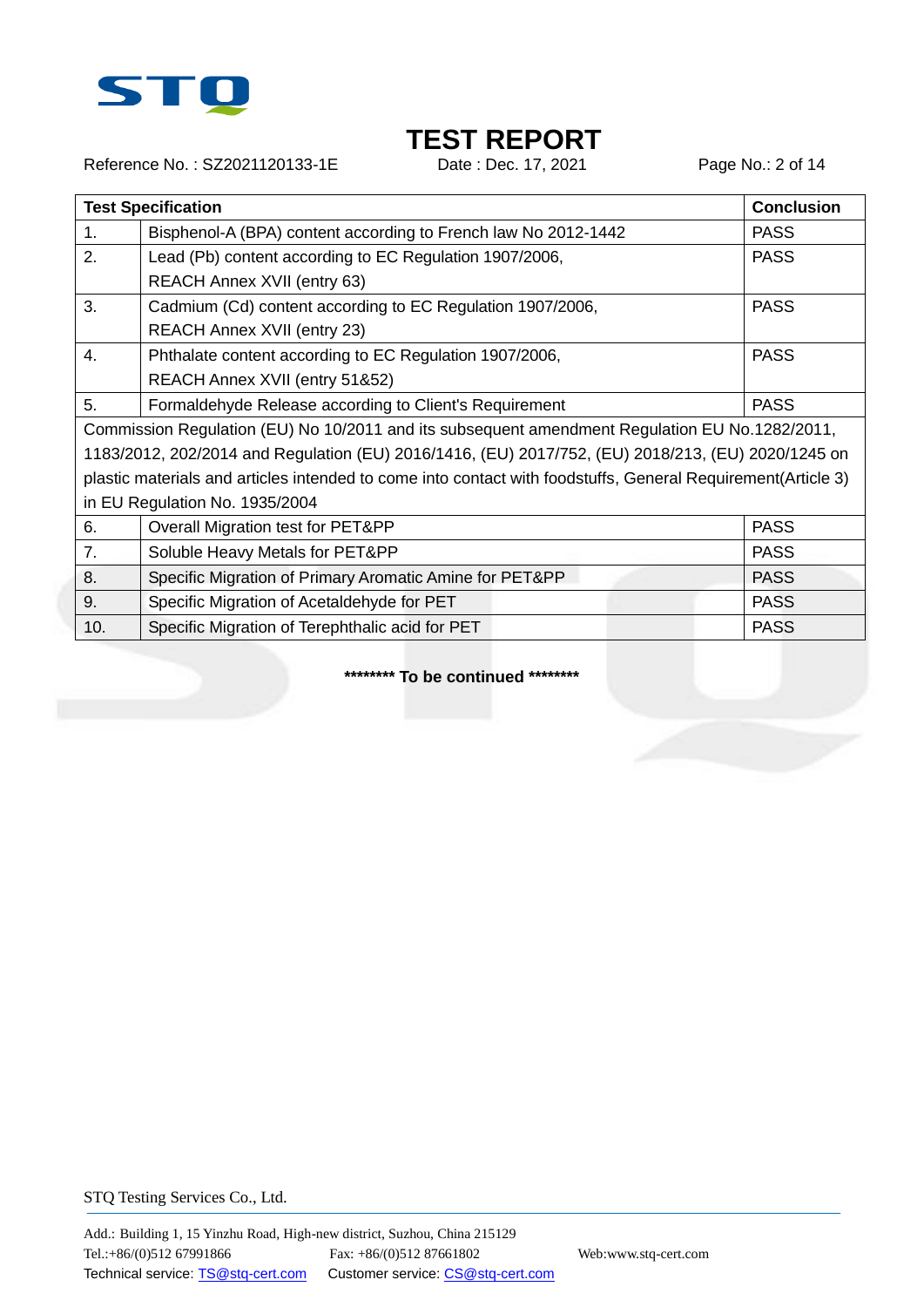# TEST REPORT

Reference No. : SZ2021120133-1E Date : Dec. 17, 2021

| Test Specification | | Conclusion |
|---|---|---|
| 1. | Bisphenol-A (BPA) content according to French law No 2012-1442 | PASS |
| 2. | Lead (Pb) content according to EC Regulation 1907/2006, REACH Annex XVII (entry 63) | PASS |
| 3. | Cadmium (Cd) content according to EC Regulation 1907/2006, REACH Annex XVII (entry 23) | PASS |
| 4. | Phthalate content according to EC Regulation 1907/2006, REACH Annex XVII (entry 51&52) | PASS |
| 5. | Formaldehyde Release according to Client's Requirement | PASS |
| Commission Regulation (EU) No 10/2011 and its subsequent amendment Regulation EU No.1282/2011, 1183/2012, 202/2014 and Regulation (EU) 2016/1416, (EU) 2017/752, (EU) 2018/213, (EU) 2020/1245 on plastic materials and articles intended to come into contact with foodstuffs, General Requirement(Article 3) in EU Regulation No. 1935/2004 | | |
| 6. | Overall Migration test for PET&PP | PASS |
| 7. | Soluble Heavy Metals for PET&PP | PASS |
| 8. | Specific Migration of Primary Aromatic Amine for PET&PP | PASS |
| 9. | Specific Migration of Acetaldehyde for PET | PASS |
| 10. | Specific Migration of Terephthalic acid for PET | PASS |

**\*\*\*\*\*\*\*\* To be continued \*\*\*\*\*\*\*\***

STQ Testing Services Co., Ltd.

Add.: Building 1, 15 Yinzhu Road, High-new district, Suzhou, China 215129
Tel.:+86/(0)512 67991866 Fax: +86/(0)512 87661802 Web:www.stq-cert.com
Technical service: TS@stq-cert.com Customer service: CS@stq-cert.com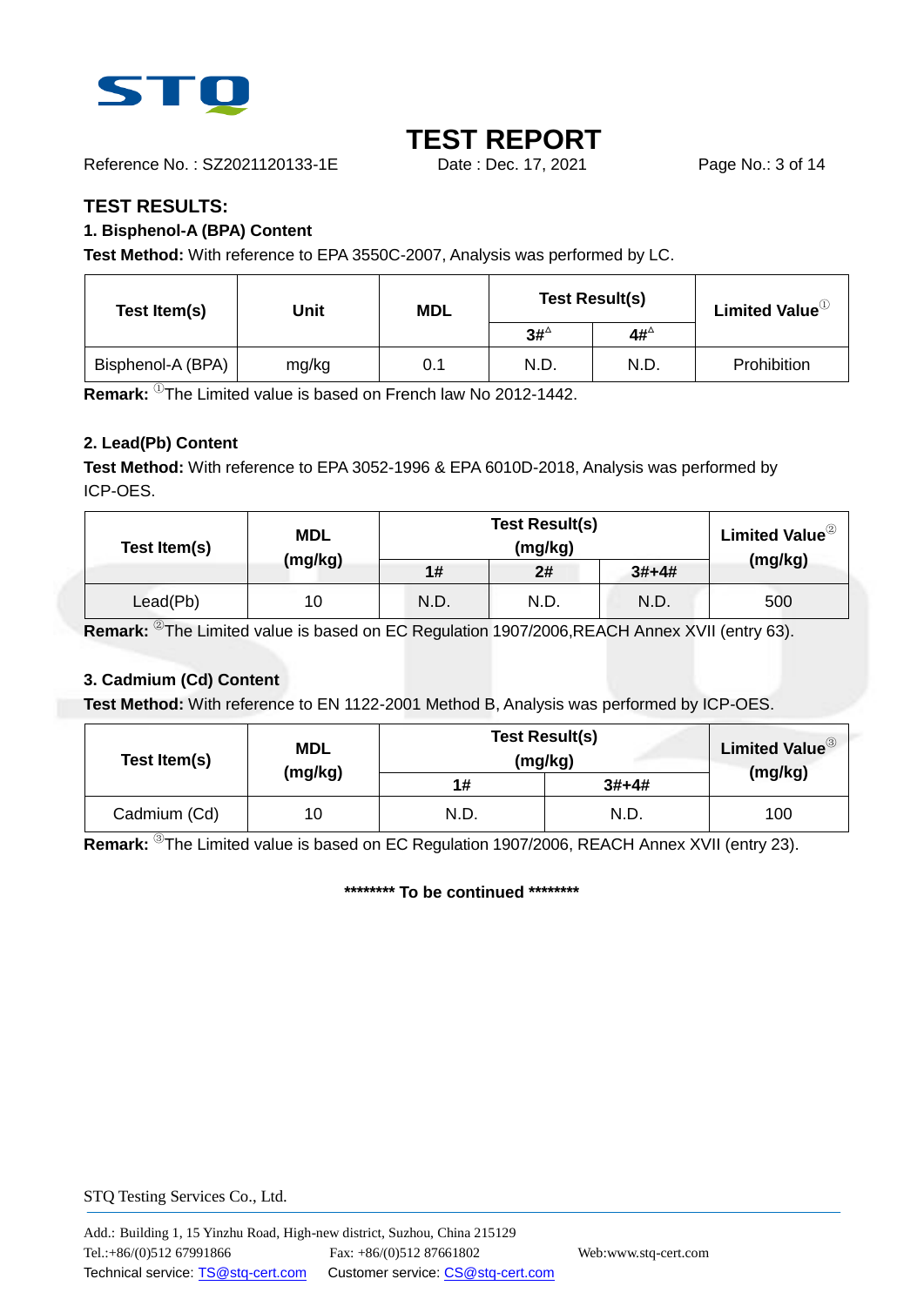# TEST REPORT

Reference No. : SZ2021120133-1E    Date : Dec. 17, 2021

## TEST RESULTS:

### 1. Bisphenol-A (BPA) Content

**Test Method:** With reference to EPA 3550C-2007, Analysis was performed by LC.

| Test Item(s) | Unit | MDL | Test Result(s) | | Limited Value① |
|---|---|---|---|---|---|
| | | | 3#△ | 4#△ | |
| Bisphenol-A (BPA) | mg/kg | 0.1 | N.D. | N.D. | Prohibition |

**Remark:** ①The Limited value is based on French law No 2012-1442.

### 2. Lead(Pb) Content

**Test Method:** With reference to EPA 3052-1996 & EPA 6010D-2018, Analysis was performed by ICP-OES.

| Test Item(s) | MDL (mg/kg) | Test Result(s) (mg/kg) | | | Limited Value② (mg/kg) |
|---|---|---|---|---|---|
| | | 1# | 2# | 3#+4# | |
| Lead(Pb) | 10 | N.D. | N.D. | N.D. | 500 |

**Remark:** ②The Limited value is based on EC Regulation 1907/2006,REACH Annex XVII (entry 63).

### 3. Cadmium (Cd) Content

**Test Method:** With reference to EN 1122-2001 Method B, Analysis was performed by ICP-OES.

| Test Item(s) | MDL (mg/kg) | Test Result(s) (mg/kg) | | Limited Value③ (mg/kg) |
|---|---|---|---|---|
| | | 1# | 3#+4# | |
| Cadmium (Cd) | 10 | N.D. | N.D. | 100 |

**Remark:** ③The Limited value is based on EC Regulation 1907/2006, REACH Annex XVII (entry 23).

**\*\*\*\*\*\*\*\* To be continued \*\*\*\*\*\*\*\***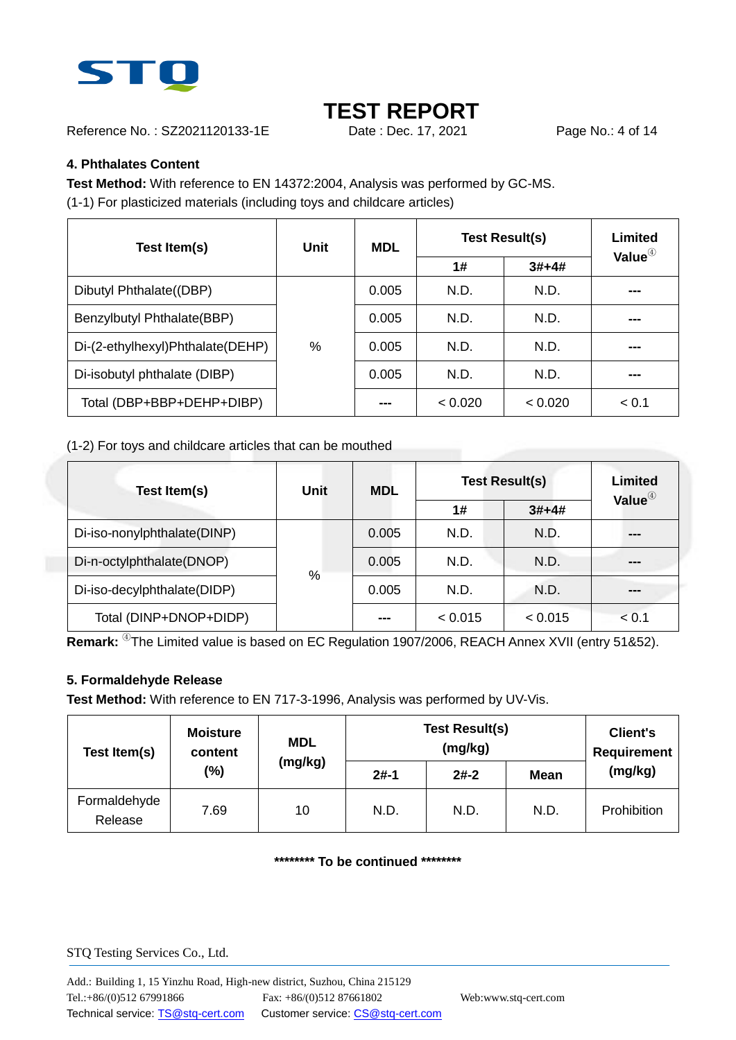## 4. Phthalates Content

**Test Method:** With reference to EN 14372:2004, Analysis was performed by GC-MS.

(1-1) For plasticized materials (including toys and childcare articles)

| Test Item(s) | Unit | MDL | Test Result(s) | | Limited Value④ |
|---|---|---|---|---|---|
| | | | 1# | 3#+4# | |
| Dibutyl Phthalate((DBP) | % | 0.005 | N.D. | N.D. | --- |
| Benzylbutyl Phthalate(BBP) | | 0.005 | N.D. | N.D. | --- |
| Di-(2-ethylhexyl)Phthalate(DEHP) | | 0.005 | N.D. | N.D. | --- |
| Di-isobutyl phthalate (DIBP) | | 0.005 | N.D. | N.D. | --- |
| Total (DBP+BBP+DEHP+DIBP) | | --- | < 0.020 | < 0.020 | < 0.1 |

(1-2) For toys and childcare articles that can be mouthed

| Test Item(s) | Unit | MDL | Test Result(s) | | Limited Value④ |
|---|---|---|---|---|---|
| | | | 1# | 3#+4# | |
| Di-iso-nonylphthalate(DINP) | % | 0.005 | N.D. | N.D. | --- |
| Di-n-octylphthalate(DNOP) | | 0.005 | N.D. | N.D. | --- |
| Di-iso-decylphthalate(DIDP) | | 0.005 | N.D. | N.D. | --- |
| Total (DINP+DNOP+DIDP) | | --- | < 0.015 | < 0.015 | < 0.1 |

**Remark:** ④The Limited value is based on EC Regulation 1907/2006, REACH Annex XVII (entry 51&52).

## 5. Formaldehyde Release

**Test Method:** With reference to EN 717-3-1996, Analysis was performed by UV-Vis.

| Test Item(s) | Moisture content (%) | MDL (mg/kg) | Test Result(s) (mg/kg) | | | Client's Requirement (mg/kg) |
|---|---|---|---|---|---|---|
| | | | 2#-1 | 2#-2 | Mean | |
| Formaldehyde Release | 7.69 | 10 | N.D. | N.D. | N.D. | Prohibition |

**\*\*\*\*\*\*\*\* To be continued \*\*\*\*\*\*\*\***

STQ Testing Services Co., Ltd.

Add.: Building 1, 15 Yinzhu Road, High-new district, Suzhou, China 215129
Tel.:+86/(0)512 67991866　　Fax: +86/(0)512 87661802　　Web:www.stq-cert.com
Technical service: TS@stq-cert.com　　Customer service: CS@stq-cert.com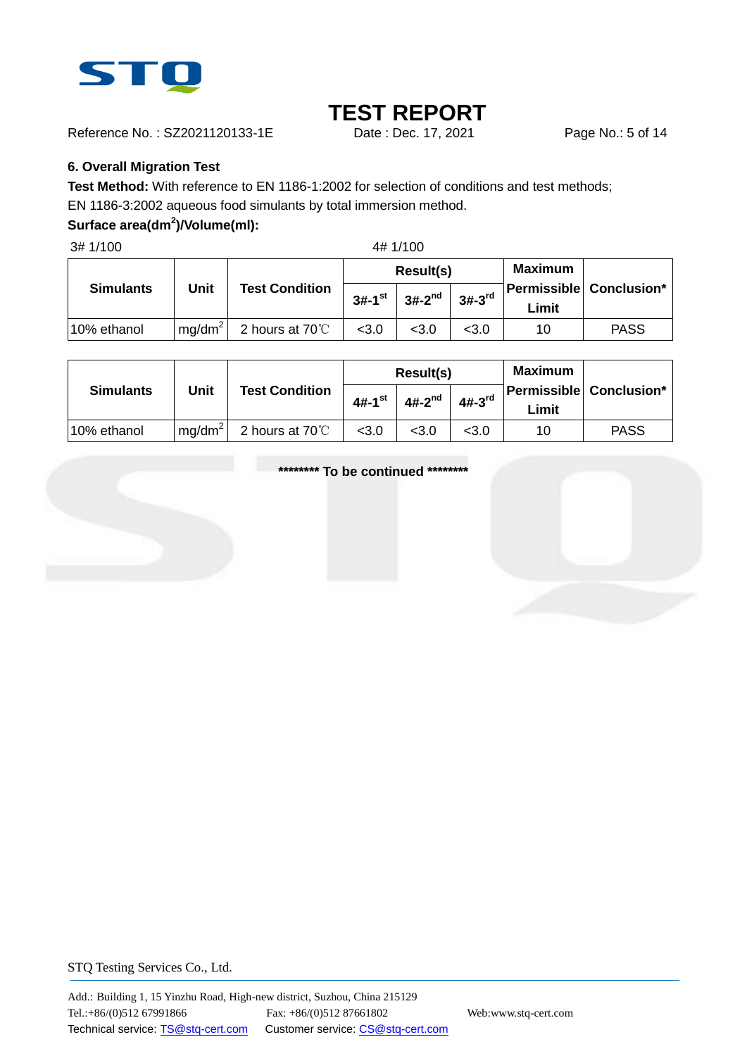### 6. Overall Migration Test

**Test Method:** With reference to EN 1186-1:2002 for selection of conditions and test methods; EN 1186-3:2002 aqueous food simulants by total immersion method.

**Surface area($dm^2$)/Volume(ml):**

3# 1/100 4# 1/100

| Simulants | Unit | Test Condition | Result(s) | | | Maximum Permissible Limit | Conclusion* |
|---|---|---|---|---|---|---|---|
| | | | 3#-1st | 3#-2nd | 3#-3rd | | |
| 10% ethanol | $mg/dm^2$ | 2 hours at 70℃ | <3.0 | <3.0 | <3.0 | 10 | PASS |

| Simulants | Unit | Test Condition | Result(s) | | | Maximum Permissible Limit | Conclusion* |
|---|---|---|---|---|---|---|---|
| | | | 4#-1st | 4#-2nd | 4#-3rd | | |
| 10% ethanol | $mg/dm^2$ | 2 hours at 70℃ | <3.0 | <3.0 | <3.0 | 10 | PASS |

**\*\*\*\*\*\*\*\* To be continued \*\*\*\*\*\*\*\***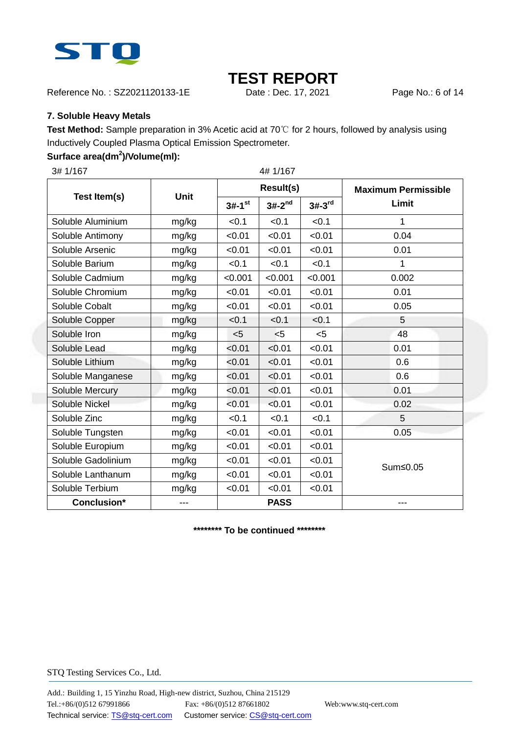# TEST REPORT

Reference No. : SZ2021120133-1E    Date : Dec. 17, 2021

### 7. Soluble Heavy Metals

**Test Method:** Sample preparation in 3% Acetic acid at 70℃ for 2 hours, followed by analysis using Inductively Coupled Plasma Optical Emission Spectrometer.

**Surface area($dm^2$)/Volume(ml):**

3# 1/167    4# 1/167

| Test Item(s) | Unit | Result(s) | | | Maximum Permissible Limit |
|---|---|---|---|---|---|
| | | 3#-1st | 3#-2nd | 3#-3rd | |
| Soluble Aluminium | mg/kg | <0.1 | <0.1 | <0.1 | 1 |
| Soluble Antimony | mg/kg | <0.01 | <0.01 | <0.01 | 0.04 |
| Soluble Arsenic | mg/kg | <0.01 | <0.01 | <0.01 | 0.01 |
| Soluble Barium | mg/kg | <0.1 | <0.1 | <0.1 | 1 |
| Soluble Cadmium | mg/kg | <0.001 | <0.001 | <0.001 | 0.002 |
| Soluble Chromium | mg/kg | <0.01 | <0.01 | <0.01 | 0.01 |
| Soluble Cobalt | mg/kg | <0.01 | <0.01 | <0.01 | 0.05 |
| Soluble Copper | mg/kg | <0.1 | <0.1 | <0.1 | 5 |
| Soluble Iron | mg/kg | <5 | <5 | <5 | 48 |
| Soluble Lead | mg/kg | <0.01 | <0.01 | <0.01 | 0.01 |
| Soluble Lithium | mg/kg | <0.01 | <0.01 | <0.01 | 0.6 |
| Soluble Manganese | mg/kg | <0.01 | <0.01 | <0.01 | 0.6 |
| Soluble Mercury | mg/kg | <0.01 | <0.01 | <0.01 | 0.01 |
| Soluble Nickel | mg/kg | <0.01 | <0.01 | <0.01 | 0.02 |
| Soluble Zinc | mg/kg | <0.1 | <0.1 | <0.1 | 5 |
| Soluble Tungsten | mg/kg | <0.01 | <0.01 | <0.01 | 0.05 |
| Soluble Europium | mg/kg | <0.01 | <0.01 | <0.01 | Sum≤0.05 |
| Soluble Gadolinium | mg/kg | <0.01 | <0.01 | <0.01 | |
| Soluble Lanthanum | mg/kg | <0.01 | <0.01 | <0.01 | |
| Soluble Terbium | mg/kg | <0.01 | <0.01 | <0.01 | |
| **Conclusion*** | --- | **PASS** | | | --- |

**\*\*\*\*\*\*\*\* To be continued \*\*\*\*\*\*\*\***

STQ Testing Services Co., Ltd.

Add.: Building 1, 15 Yinzhu Road, High-new district, Suzhou, China 215129
Tel.:+86/(0)512 67991866    Fax: +86/(0)512 87661802    Web:www.stq-cert.com
Technical service: TS@stq-cert.com    Customer service: CS@stq-cert.com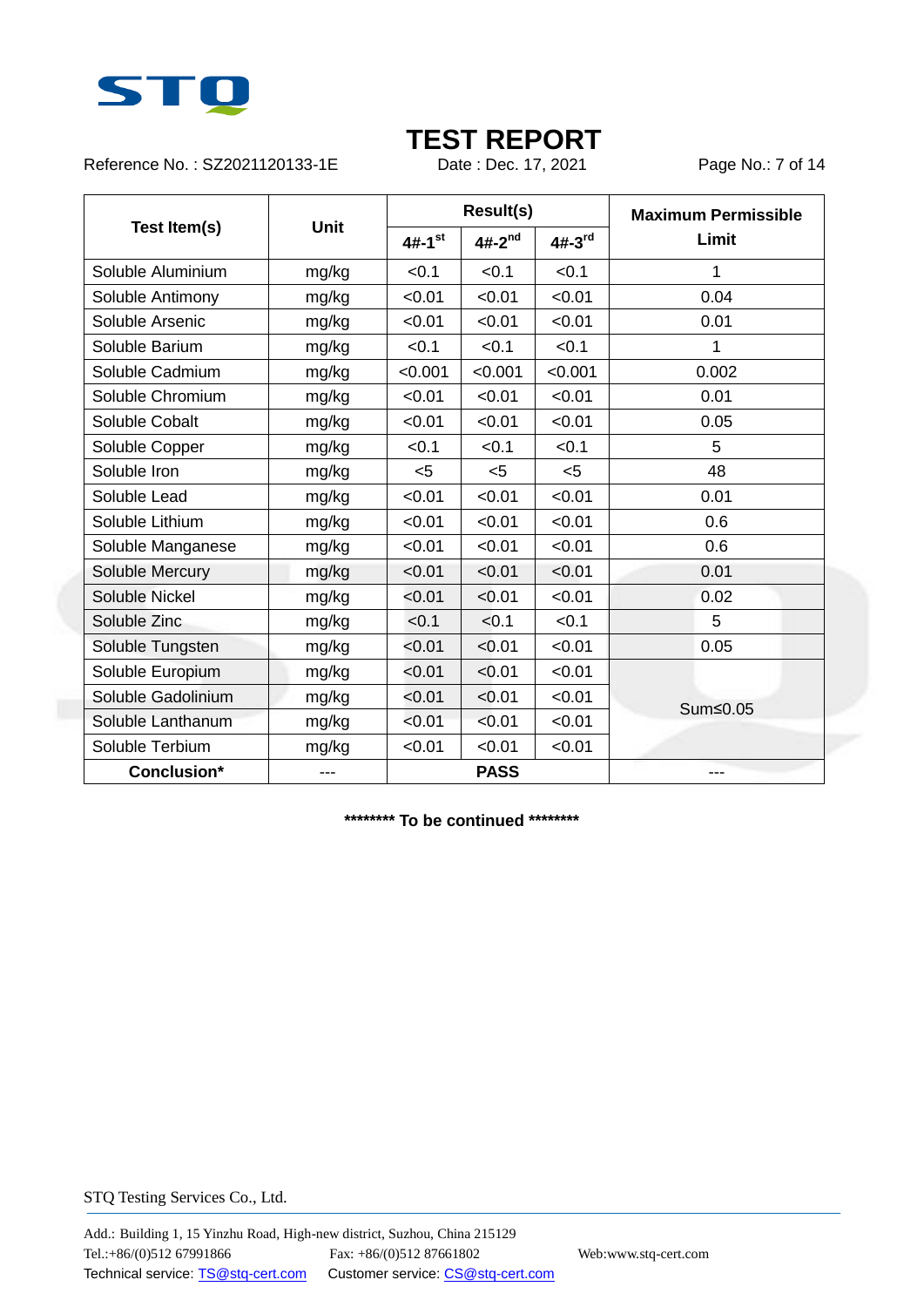# TEST REPORT

Reference No. : SZ2021120133-1E    Date : Dec. 17, 2021

| Test Item(s) | Unit | Result(s) | | | Maximum Permissible Limit |
|---|---|---|---|---|---|
| | | 4#-1st | 4#-2nd | 4#-3rd | |
| Soluble Aluminium | mg/kg | <0.1 | <0.1 | <0.1 | 1 |
| Soluble Antimony | mg/kg | <0.01 | <0.01 | <0.01 | 0.04 |
| Soluble Arsenic | mg/kg | <0.01 | <0.01 | <0.01 | 0.01 |
| Soluble Barium | mg/kg | <0.1 | <0.1 | <0.1 | 1 |
| Soluble Cadmium | mg/kg | <0.001 | <0.001 | <0.001 | 0.002 |
| Soluble Chromium | mg/kg | <0.01 | <0.01 | <0.01 | 0.01 |
| Soluble Cobalt | mg/kg | <0.01 | <0.01 | <0.01 | 0.05 |
| Soluble Copper | mg/kg | <0.1 | <0.1 | <0.1 | 5 |
| Soluble Iron | mg/kg | <5 | <5 | <5 | 48 |
| Soluble Lead | mg/kg | <0.01 | <0.01 | <0.01 | 0.01 |
| Soluble Lithium | mg/kg | <0.01 | <0.01 | <0.01 | 0.6 |
| Soluble Manganese | mg/kg | <0.01 | <0.01 | <0.01 | 0.6 |
| Soluble Mercury | mg/kg | <0.01 | <0.01 | <0.01 | 0.01 |
| Soluble Nickel | mg/kg | <0.01 | <0.01 | <0.01 | 0.02 |
| Soluble Zinc | mg/kg | <0.1 | <0.1 | <0.1 | 5 |
| Soluble Tungsten | mg/kg | <0.01 | <0.01 | <0.01 | 0.05 |
| Soluble Europium | mg/kg | <0.01 | <0.01 | <0.01 | Sum≤0.05 |
| Soluble Gadolinium | mg/kg | <0.01 | <0.01 | <0.01 | |
| Soluble Lanthanum | mg/kg | <0.01 | <0.01 | <0.01 | |
| Soluble Terbium | mg/kg | <0.01 | <0.01 | <0.01 | |
| **Conclusion*** | --- | **PASS** | | | --- |

**\*\*\*\*\*\*\*\* To be continued \*\*\*\*\*\*\*\***

STQ Testing Services Co., Ltd.

Add.: Building 1, 15 Yinzhu Road, High-new district, Suzhou, China 215129
Tel.:+86/(0)512 67991866    Fax: +86/(0)512 87661802    Web:www.stq-cert.com
Technical service: TS@stq-cert.com    Customer service: CS@stq-cert.com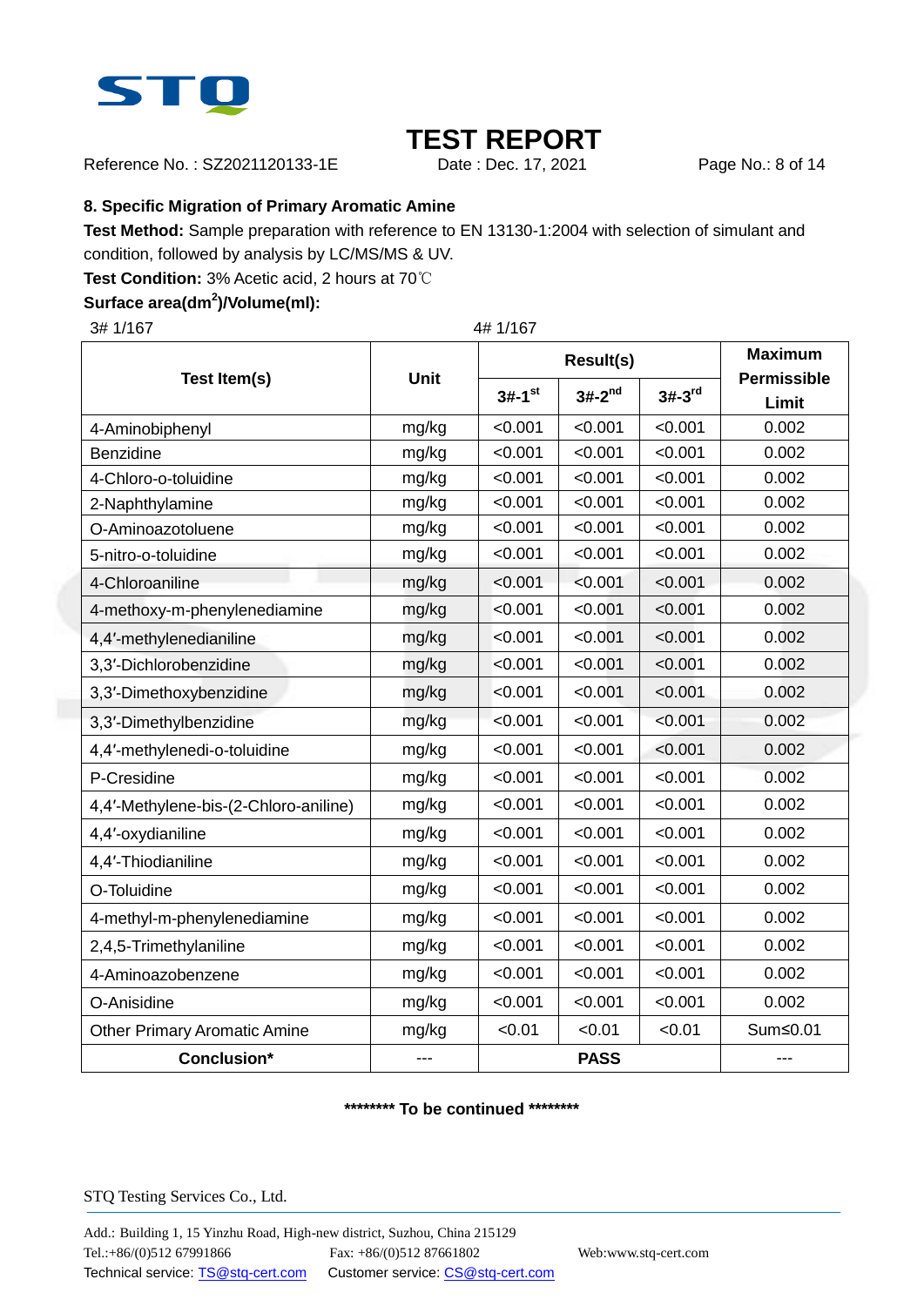## 8. Specific Migration of Primary Aromatic Amine

**Test Method:** Sample preparation with reference to EN 13130-1:2004 with selection of simulant and condition, followed by analysis by LC/MS/MS & UV.

**Test Condition:** 3% Acetic acid, 2 hours at 70℃

**Surface area($dm^2$)/Volume(ml):**

3# 1/167 4# 1/167

| Test Item(s) | Unit | Result(s) | | | Maximum Permissible Limit |
|---|---|---|---|---|---|
| | | 3#-1st | 3#-2nd | 3#-3rd | |
| 4-Aminobiphenyl | mg/kg | <0.001 | <0.001 | <0.001 | 0.002 |
| Benzidine | mg/kg | <0.001 | <0.001 | <0.001 | 0.002 |
| 4-Chloro-o-toluidine | mg/kg | <0.001 | <0.001 | <0.001 | 0.002 |
| 2-Naphthylamine | mg/kg | <0.001 | <0.001 | <0.001 | 0.002 |
| O-Aminoazotoluene | mg/kg | <0.001 | <0.001 | <0.001 | 0.002 |
| 5-nitro-o-toluidine | mg/kg | <0.001 | <0.001 | <0.001 | 0.002 |
| 4-Chloroaniline | mg/kg | <0.001 | <0.001 | <0.001 | 0.002 |
| 4-methoxy-m-phenylenediamine | mg/kg | <0.001 | <0.001 | <0.001 | 0.002 |
| 4,4′-methylenedianiline | mg/kg | <0.001 | <0.001 | <0.001 | 0.002 |
| 3,3′-Dichlorobenzidine | mg/kg | <0.001 | <0.001 | <0.001 | 0.002 |
| 3,3′-Dimethoxybenzidine | mg/kg | <0.001 | <0.001 | <0.001 | 0.002 |
| 3,3′-Dimethylbenzidine | mg/kg | <0.001 | <0.001 | <0.001 | 0.002 |
| 4,4′-methylenedi-o-toluidine | mg/kg | <0.001 | <0.001 | <0.001 | 0.002 |
| P-Cresidine | mg/kg | <0.001 | <0.001 | <0.001 | 0.002 |
| 4,4′-Methylene-bis-(2-Chloro-aniline) | mg/kg | <0.001 | <0.001 | <0.001 | 0.002 |
| 4,4′-oxydianiline | mg/kg | <0.001 | <0.001 | <0.001 | 0.002 |
| 4,4′-Thiodianiline | mg/kg | <0.001 | <0.001 | <0.001 | 0.002 |
| O-Toluidine | mg/kg | <0.001 | <0.001 | <0.001 | 0.002 |
| 4-methyl-m-phenylenediamine | mg/kg | <0.001 | <0.001 | <0.001 | 0.002 |
| 2,4,5-Trimethylaniline | mg/kg | <0.001 | <0.001 | <0.001 | 0.002 |
| 4-Aminoazobenzene | mg/kg | <0.001 | <0.001 | <0.001 | 0.002 |
| O-Anisidine | mg/kg | <0.001 | <0.001 | <0.001 | 0.002 |
| Other Primary Aromatic Amine | mg/kg | <0.01 | <0.01 | <0.01 | Sum≤0.01 |
| **Conclusion*** | --- | **PASS** | | | --- |

**\*\*\*\*\*\*\*\* To be continued \*\*\*\*\*\*\*\***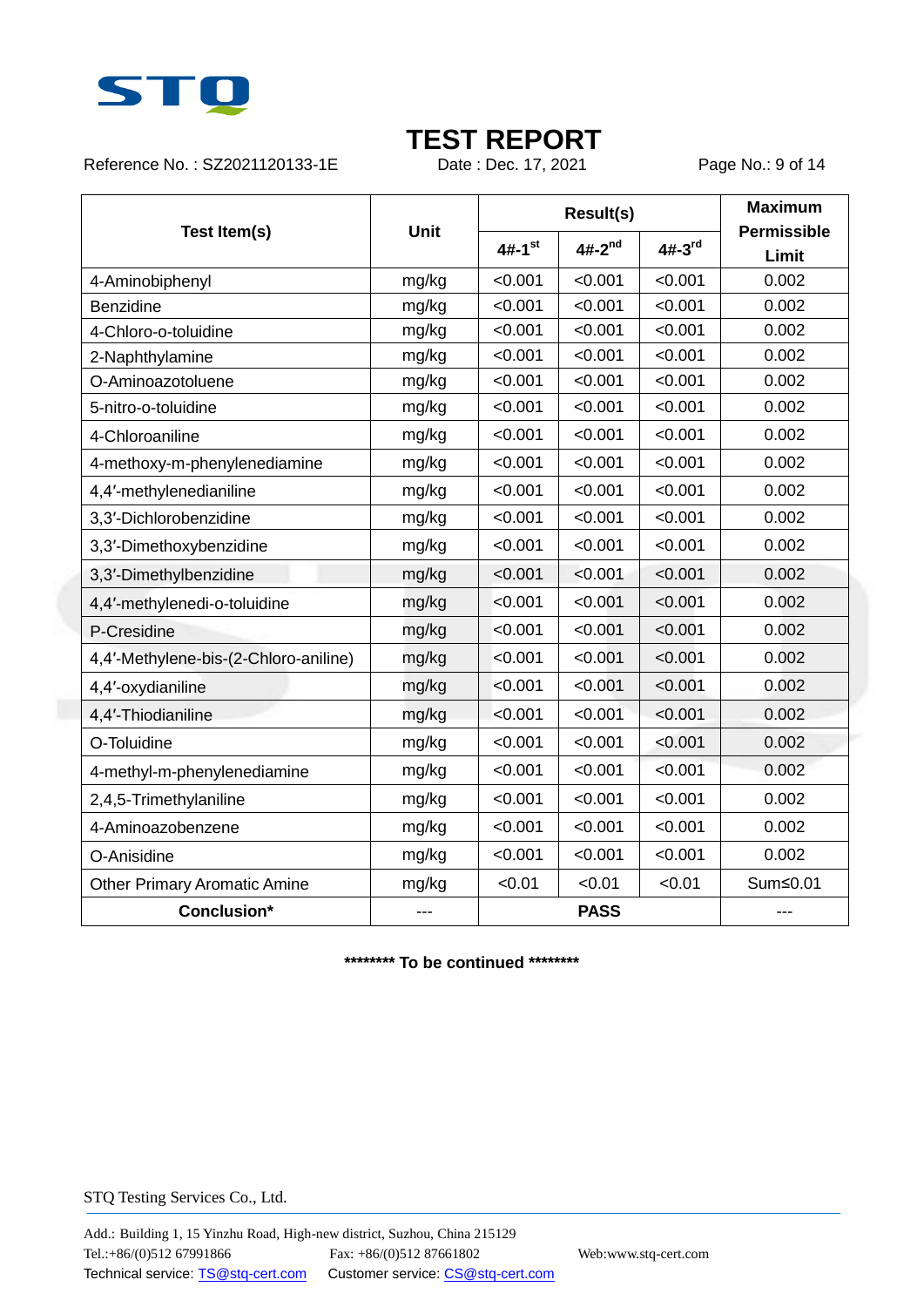# TEST REPORT

Reference No. : SZ2021120133-1E Date : Dec. 17, 2021

| Test Item(s) | Unit | Result(s) | | | Maximum Permissible Limit |
|---|---|---|---|---|---|
| | | 4#-1st | 4#-2nd | 4#-3rd | |
| 4-Aminobiphenyl | mg/kg | <0.001 | <0.001 | <0.001 | 0.002 |
| Benzidine | mg/kg | <0.001 | <0.001 | <0.001 | 0.002 |
| 4-Chloro-o-toluidine | mg/kg | <0.001 | <0.001 | <0.001 | 0.002 |
| 2-Naphthylamine | mg/kg | <0.001 | <0.001 | <0.001 | 0.002 |
| O-Aminoazotoluene | mg/kg | <0.001 | <0.001 | <0.001 | 0.002 |
| 5-nitro-o-toluidine | mg/kg | <0.001 | <0.001 | <0.001 | 0.002 |
| 4-Chloroaniline | mg/kg | <0.001 | <0.001 | <0.001 | 0.002 |
| 4-methoxy-m-phenylenediamine | mg/kg | <0.001 | <0.001 | <0.001 | 0.002 |
| 4,4′-methylenedianiline | mg/kg | <0.001 | <0.001 | <0.001 | 0.002 |
| 3,3′-Dichlorobenzidine | mg/kg | <0.001 | <0.001 | <0.001 | 0.002 |
| 3,3′-Dimethoxybenzidine | mg/kg | <0.001 | <0.001 | <0.001 | 0.002 |
| 3,3′-Dimethylbenzidine | mg/kg | <0.001 | <0.001 | <0.001 | 0.002 |
| 4,4′-methylenedi-o-toluidine | mg/kg | <0.001 | <0.001 | <0.001 | 0.002 |
| P-Cresidine | mg/kg | <0.001 | <0.001 | <0.001 | 0.002 |
| 4,4′-Methylene-bis-(2-Chloro-aniline) | mg/kg | <0.001 | <0.001 | <0.001 | 0.002 |
| 4,4′-oxydianiline | mg/kg | <0.001 | <0.001 | <0.001 | 0.002 |
| 4,4′-Thiodianiline | mg/kg | <0.001 | <0.001 | <0.001 | 0.002 |
| O-Toluidine | mg/kg | <0.001 | <0.001 | <0.001 | 0.002 |
| 4-methyl-m-phenylenediamine | mg/kg | <0.001 | <0.001 | <0.001 | 0.002 |
| 2,4,5-Trimethylaniline | mg/kg | <0.001 | <0.001 | <0.001 | 0.002 |
| 4-Aminoazobenzene | mg/kg | <0.001 | <0.001 | <0.001 | 0.002 |
| O-Anisidine | mg/kg | <0.001 | <0.001 | <0.001 | 0.002 |
| Other Primary Aromatic Amine | mg/kg | <0.01 | <0.01 | <0.01 | Sum≤0.01 |
| **Conclusion*** | --- | **PASS** | | | --- |

**\*\*\*\*\*\*\*\* To be continued \*\*\*\*\*\*\*\***

STQ Testing Services Co., Ltd.

Add.: Building 1, 15 Yinzhu Road, High-new district, Suzhou, China 215129
Tel.:+86/(0)512 67991866 Fax: +86/(0)512 87661802 Web:www.stq-cert.com
Technical service: TS@stq-cert.com Customer service: CS@stq-cert.com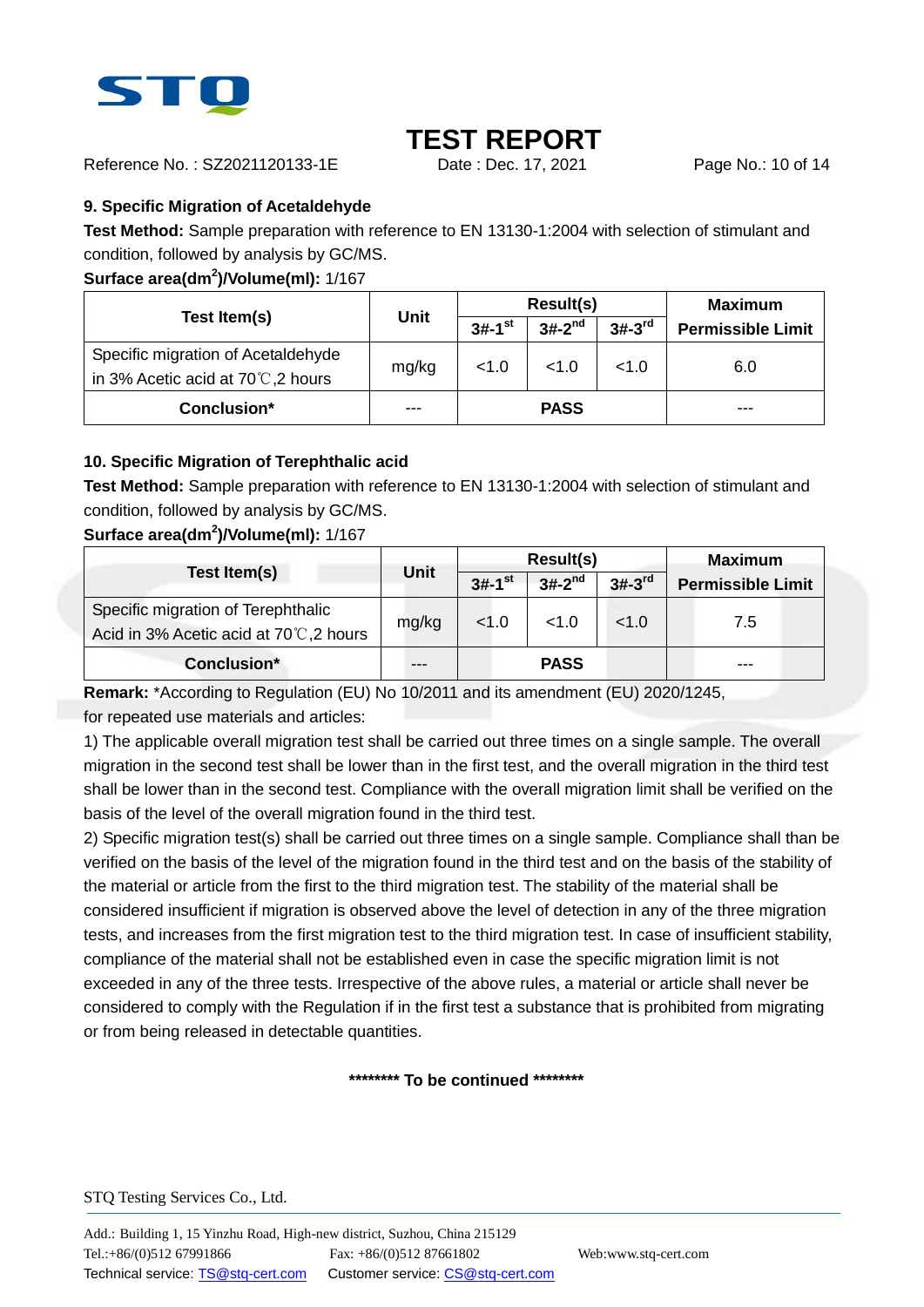### 9. Specific Migration of Acetaldehyde

**Test Method:** Sample preparation with reference to EN 13130-1:2004 with selection of stimulant and condition, followed by analysis by GC/MS.

**Surface area($dm^2$)/Volume(ml):** 1/167

| Test Item(s) | Unit | Result(s) | | | Maximum Permissible Limit |
|---|---|---|---|---|---|
| | | 3#-1st | 3#-2nd | 3#-3rd | |
| Specific migration of Acetaldehyde in 3% Acetic acid at 70℃,2 hours | mg/kg | <1.0 | <1.0 | <1.0 | 6.0 |
| **Conclusion*** | --- | PASS | | | --- |

### 10. Specific Migration of Terephthalic acid

**Test Method:** Sample preparation with reference to EN 13130-1:2004 with selection of stimulant and condition, followed by analysis by GC/MS.

**Surface area($dm^2$)/Volume(ml):** 1/167

| Test Item(s) | Unit | Result(s) | | | Maximum Permissible Limit |
|---|---|---|---|---|---|
| | | 3#-1st | 3#-2nd | 3#-3rd | |
| Specific migration of Terephthalic Acid in 3% Acetic acid at 70℃,2 hours | mg/kg | <1.0 | <1.0 | <1.0 | 7.5 |
| **Conclusion*** | --- | PASS | | | --- |

**Remark:** *According to Regulation (EU) No 10/2011 and its amendment (EU) 2020/1245, for repeated use materials and articles:

1) The applicable overall migration test shall be carried out three times on a single sample. The overall migration in the second test shall be lower than in the first test, and the overall migration in the third test shall be lower than in the second test. Compliance with the overall migration limit shall be verified on the basis of the level of the overall migration found in the third test.

2) Specific migration test(s) shall be carried out three times on a single sample. Compliance shall than be verified on the basis of the level of the migration found in the third test and on the basis of the stability of the material or article from the first to the third migration test. The stability of the material shall be considered insufficient if migration is observed above the level of detection in any of the three migration tests, and increases from the first migration test to the third migration test. In case of insufficient stability, compliance of the material shall not be established even in case the specific migration limit is not exceeded in any of the three tests. Irrespective of the above rules, a material or article shall never be considered to comply with the Regulation if in the first test a substance that is prohibited from migrating or from being released in detectable quantities.

**\*\*\*\*\*\*\*\* To be continued \*\*\*\*\*\*\*\***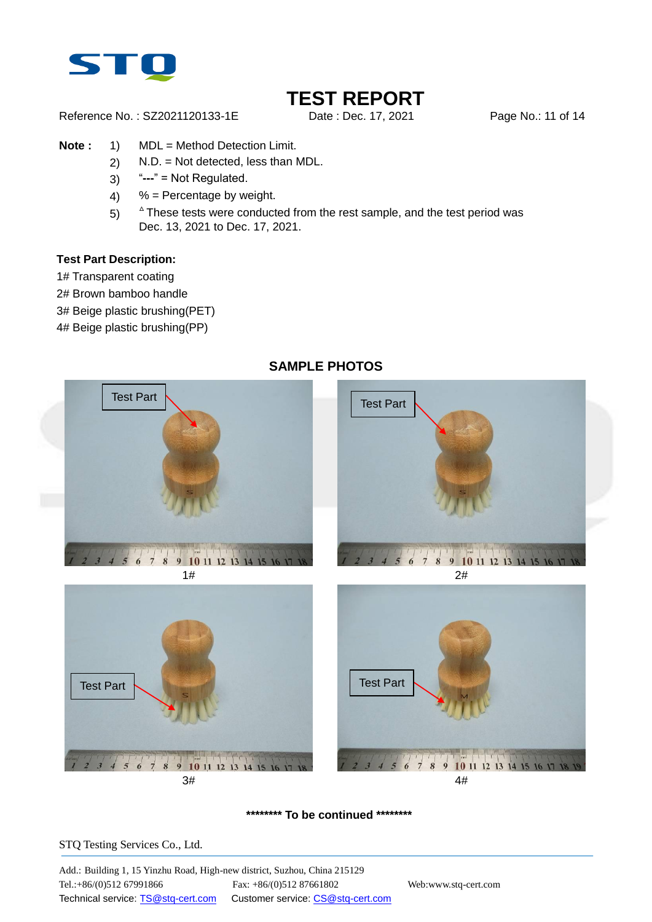**Note :**

1) MDL = Method Detection Limit.
2) N.D. = Not detected, less than MDL.
3) "---" = Not Regulated.
4) % = Percentage by weight.
5) $^{\Delta}$ These tests were conducted from the rest sample, and the test period was Dec. 13, 2021 to Dec. 17, 2021.

**Test Part Description:**

1# Transparent coating
2# Brown bamboo handle
3# Beige plastic brushing(PET)
4# Beige plastic brushing(PP)

**SAMPLE PHOTOS**

1#

2#

3#

4#

******** To be continued ********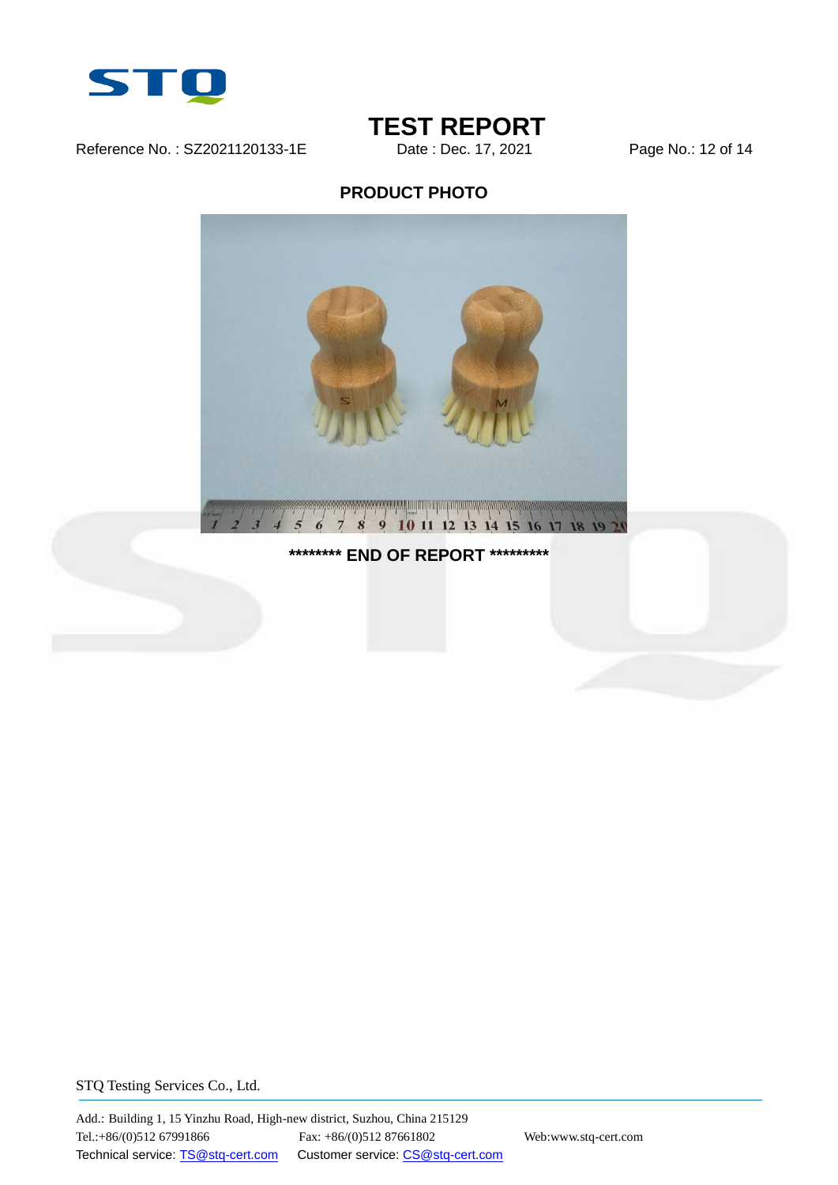# TEST REPORT

Reference No. : SZ2021120133-1E    Date : Dec. 17, 2021

## PRODUCT PHOTO

******** END OF REPORT *********

STQ Testing Services Co., Ltd.

Add.: Building 1, 15 Yinzhu Road, High-new district, Suzhou, China 215129
Tel.:+86/(0)512 67991866    Fax: +86/(0)512 87661802    Web:www.stq-cert.com
Technical service: TS@stq-cert.com    Customer service: CS@stq-cert.com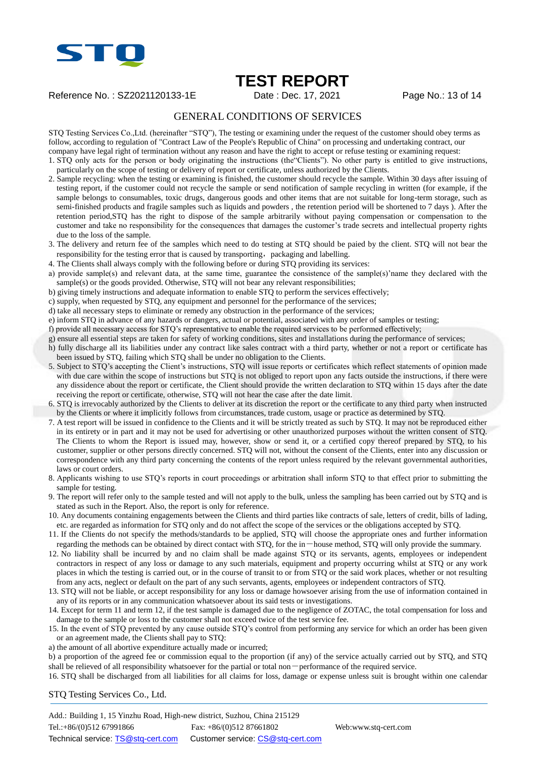# GENERAL CONDITIONS OF SERVICES

STQ Testing Services Co.,Ltd. (hereinafter "STQ"), The testing or examining under the request of the customer should obey terms as follow, according to regulation of "Contract Law of the People's Republic of China" on processing and undertaking contract, our company have legal right of termination without any reason and have the right to accept or refuse testing or examining request:

1. STQ only acts for the person or body originating the instructions (the"Clients"). No other party is entitled to give instructions, particularly on the scope of testing or delivery of report or certificate, unless authorized by the Clients.
2. Sample recycling: when the testing or examining is finished, the customer should recycle the sample. Within 30 days after issuing of testing report, if the customer could not recycle the sample or send notification of sample recycling in written (for example, if the sample belongs to consumables, toxic drugs, dangerous goods and other items that are not suitable for long-term storage, such as semi-finished products and fragile samples such as liquids and powders , the retention period will be shortened to 7 days ). After the retention period,STQ has the right to dispose of the sample arbitrarily without paying compensation or compensation to the customer and take no responsibility for the consequences that damages the customer's trade secrets and intellectual property rights due to the loss of the sample.
3. The delivery and return fee of the samples which need to do testing at STQ should be paied by the client. STQ will not bear the responsibility for the testing error that is caused by transporting，packaging and labelling.
4. The Clients shall always comply with the following before or during STQ providing its services:

a) provide sample(s) and relevant data, at the same time, guarantee the consistence of the sample(s)'name they declared with the sample(s) or the goods provided. Otherwise, STQ will not bear any relevant responsibilities;

b) giving timely instructions and adequate information to enable STQ to perform the services effectively;

c) supply, when requested by STQ, any equipment and personnel for the performance of the services;

d) take all necessary steps to eliminate or remedy any obstruction in the performance of the services;

e) inform STQ in advance of any hazards or dangers, actual or potential, associated with any order of samples or testing;

f) provide all necessary access for STQ's representative to enable the required services to be performed effectively;

g) ensure all essential steps are taken for safety of working conditions, sites and installations during the performance of services;

h) fully discharge all its liabilities under any contract like sales contract with a third party, whether or not a report or certificate has been issued by STQ, failing which STQ shall be under no obligation to the Clients.

5. Subject to STQ's accepting the Client's instructions, STQ will issue reports or certificates which reflect statements of opinion made with due care within the scope of instructions but STQ is not obliged to report upon any facts outside the instructions, if there were any dissidence about the report or certificate, the Client should provide the written declaration to STQ within 15 days after the date receiving the report or certificate, otherwise, STQ will not hear the case after the date limit.
6. STQ is irrevocably authorized by the Clients to deliver at its discretion the report or the certificate to any third party when instructed by the Clients or where it implicitly follows from circumstances, trade custom, usage or practice as determined by STQ.
7. A test report will be issued in confidence to the Clients and it will be strictly treated as such by STQ. It may not be reproduced either in its entirety or in part and it may not be used for advertising or other unauthorized purposes without the written consent of STQ. The Clients to whom the Report is issued may, however, show or send it, or a certified copy thereof prepared by STQ, to his customer, supplier or other persons directly concerned. STQ will not, without the consent of the Clients, enter into any discussion or correspondence with any third party concerning the contents of the report unless required by the relevant governmental authorities, laws or court orders.
8. Applicants wishing to use STQ's reports in court proceedings or arbitration shall inform STQ to that effect prior to submitting the sample for testing.
9. The report will refer only to the sample tested and will not apply to the bulk, unless the sampling has been carried out by STQ and is stated as such in the Report. Also, the report is only for reference.
10. Any documents containing engagements between the Clients and third parties like contracts of sale, letters of credit, bills of lading, etc. are regarded as information for STQ only and do not affect the scope of the services or the obligations accepted by STQ.
11. If the Clients do not specify the methods/standards to be applied, STQ will choose the appropriate ones and further information regarding the methods can be obtained by direct contact with STQ, for the in－house method, STQ will only provide the summary.
12. No liability shall be incurred by and no claim shall be made against STQ or its servants, agents, employees or independent contractors in respect of any loss or damage to any such materials, equipment and property occurring whilst at STQ or any work places in which the testing is carried out, or in the course of transit to or from STQ or the said work places, whether or not resulting from any acts, neglect or default on the part of any such servants, agents, employees or independent contractors of STQ.
13. STQ will not be liable, or accept responsibility for any loss or damage howsoever arising from the use of information contained in any of its reports or in any communication whatsoever about its said tests or investigations.
14. Except for term 11 and term 12, if the test sample is damaged due to the negligence of ZOTAC, the total compensation for loss and damage to the sample or loss to the customer shall not exceed twice of the test service fee.
15. In the event of STQ prevented by any cause outside STQ's control from performing any service for which an order has been given or an agreement made, the Clients shall pay to STQ:

a) the amount of all abortive expenditure actually made or incurred;

b) a proportion of the agreed fee or commission equal to the proportion (if any) of the service actually carried out by STQ, and STQ shall be relieved of all responsibility whatsoever for the partial or total non－performance of the required service.

16. STQ shall be discharged from all liabilities for all claims for loss, damage or expense unless suit is brought within one calendar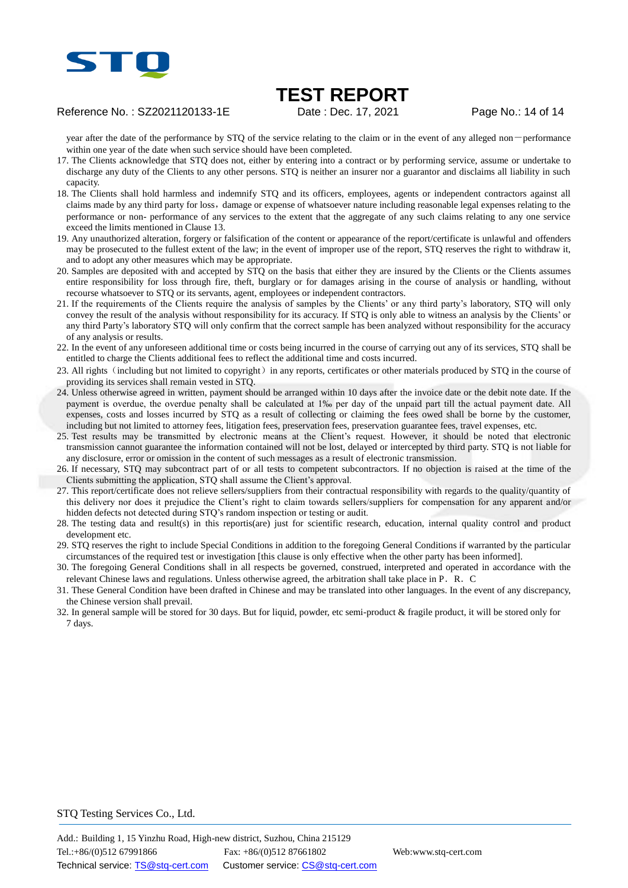year after the date of the performance by STQ of the service relating to the claim or in the event of any alleged non－performance within one year of the date when such service should have been completed.

17. The Clients acknowledge that STQ does not, either by entering into a contract or by performing service, assume or undertake to discharge any duty of the Clients to any other persons. STQ is neither an insurer nor a guarantor and disclaims all liability in such capacity.
18. The Clients shall hold harmless and indemnify STQ and its officers, employees, agents or independent contractors against all claims made by any third party for loss，damage or expense of whatsoever nature including reasonable legal expenses relating to the performance or non- performance of any services to the extent that the aggregate of any such claims relating to any one service exceed the limits mentioned in Clause 13.
19. Any unauthorized alteration, forgery or falsification of the content or appearance of the report/certificate is unlawful and offenders may be prosecuted to the fullest extent of the law; in the event of improper use of the report, STQ reserves the right to withdraw it, and to adopt any other measures which may be appropriate.
20. Samples are deposited with and accepted by STQ on the basis that either they are insured by the Clients or the Clients assumes entire responsibility for loss through fire, theft, burglary or for damages arising in the course of analysis or handling, without recourse whatsoever to STQ or its servants, agent, employees or independent contractors.
21. If the requirements of the Clients require the analysis of samples by the Clients' or any third party's laboratory, STQ will only convey the result of the analysis without responsibility for its accuracy. If STQ is only able to witness an analysis by the Clients' or any third Party's laboratory STQ will only confirm that the correct sample has been analyzed without responsibility for the accuracy of any analysis or results.
22. In the event of any unforeseen additional time or costs being incurred in the course of carrying out any of its services, STQ shall be entitled to charge the Clients additional fees to reflect the additional time and costs incurred.
23. All rights（including but not limited to copyright）in any reports, certificates or other materials produced by STQ in the course of providing its services shall remain vested in STQ.
24. Unless otherwise agreed in written, payment should be arranged within 10 days after the invoice date or the debit note date. If the payment is overdue, the overdue penalty shall be calculated at 1‰ per day of the unpaid part till the actual payment date. All expenses, costs and losses incurred by STQ as a result of collecting or claiming the fees owed shall be borne by the customer, including but not limited to attorney fees, litigation fees, preservation fees, preservation guarantee fees, travel expenses, etc.
25. Test results may be transmitted by electronic means at the Client's request. However, it should be noted that electronic transmission cannot guarantee the information contained will not be lost, delayed or intercepted by third party. STQ is not liable for any disclosure, error or omission in the content of such messages as a result of electronic transmission.
26. If necessary, STQ may subcontract part of or all tests to competent subcontractors. If no objection is raised at the time of the Clients submitting the application, STQ shall assume the Client's approval.
27. This report/certificate does not relieve sellers/suppliers from their contractual responsibility with regards to the quality/quantity of this delivery nor does it prejudice the Client's right to claim towards sellers/suppliers for compensation for any apparent and/or hidden defects not detected during STQ's random inspection or testing or audit.
28. The testing data and result(s) in this reportis(are) just for scientific research, education, internal quality control and product development etc.
29. STQ reserves the right to include Special Conditions in addition to the foregoing General Conditions if warranted by the particular circumstances of the required test or investigation [this clause is only effective when the other party has been informed].
30. The foregoing General Conditions shall in all respects be governed, construed, interpreted and operated in accordance with the relevant Chinese laws and regulations. Unless otherwise agreed, the arbitration shall take place in P．R．C
31. These General Condition have been drafted in Chinese and may be translated into other languages. In the event of any discrepancy, the Chinese version shall prevail.
32. In general sample will be stored for 30 days. But for liquid, powder, etc semi-product & fragile product, it will be stored only for 7 days.